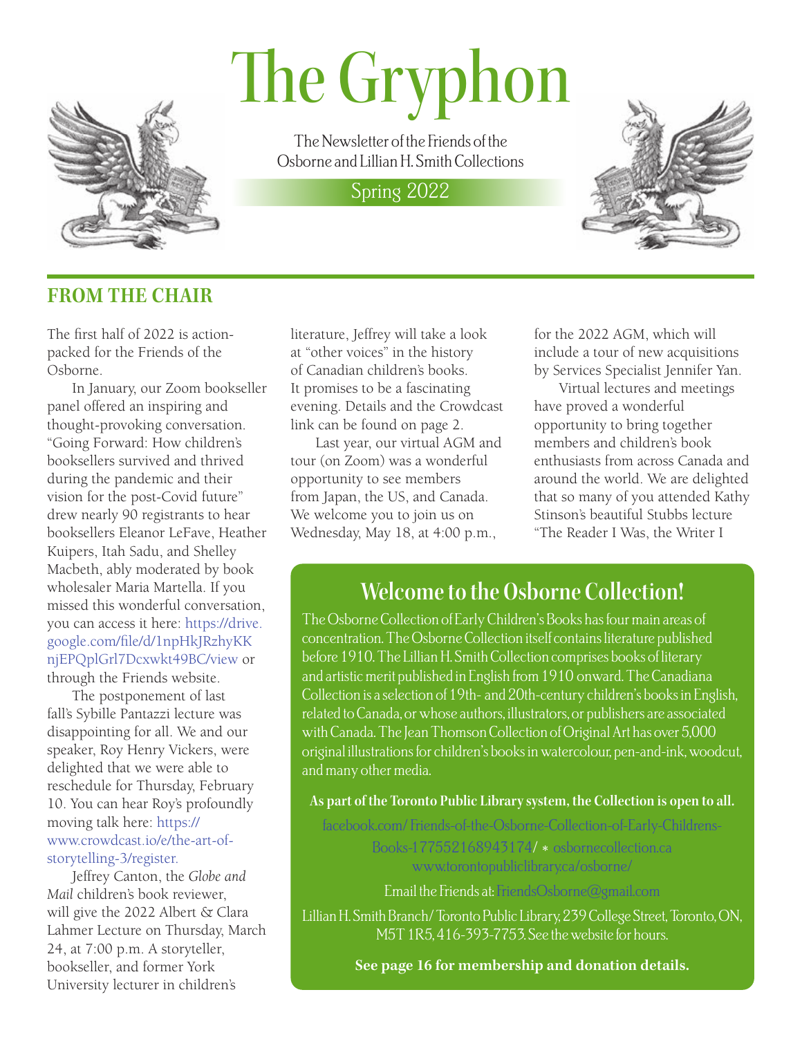# The Gryphon

The Newsletter of the Friends of the Osborne and Lillian H. Smith Collections

Spring 2022

## FROM THE CHAIR

The first half of 2022 is action-packed for the Friends of the Osborne.

In January, our Zoom bookseller panel offered an inspiring and thought-provoking conversation. "Going Forward: How children's booksellers survived and thrived during the pandemic and their vision for the post-Covid future" drew nearly 90 registrants to hear booksellers Eleanor LeFave, Heather Kuipers, Itah Sadu, and Shelley Macbeth, ably moderated by book wholesaler Maria Martella. If you missed this wonderful conversation, you can access it here: https://drive.google.com/file/d/1npHkJRzhyKKnjEPQplGrl7Dcxwkt49BC/view or through the Friends website.

The postponement of last fall's Sybille Pantazzi lecture was disappointing for all. We and our speaker, Roy Henry Vickers, were delighted that we were able to reschedule for Thursday, February 10. You can hear Roy's profoundly moving talk here: https://www.crowdcast.io/e/the-art-of-storytelling-3/register.

Jeffrey Canton, the *Globe and Mail* children's book reviewer, will give the 2022 Albert & Clara Lahmer Lecture on Thursday, March 24, at 7:00 p.m. A storyteller, bookseller, and former York University lecturer in children's literature, Jeffrey will take a look at "other voices" in the history of Canadian children's books. It promises to be a fascinating evening. Details and the Crowdcast link can be found on page 2.

Last year, our virtual AGM and tour (on Zoom) was a wonderful opportunity to see members from Japan, the US, and Canada. We welcome you to join us on Wednesday, May 18, at 4:00 p.m., for the 2022 AGM, which will include a tour of new acquisitions by Services Specialist Jennifer Yan.

Virtual lectures and meetings have proved a wonderful opportunity to bring together members and children's book enthusiasts from across Canada and around the world. We are delighted that so many of you attended Kathy Stinson's beautiful Stubbs lecture "The Reader I Was, the Writer I

## Welcome to the Osborne Collection!

The Osborne Collection of Early Children's Books has four main areas of concentration. The Osborne Collection itself contains literature published before 1910. The Lillian H. Smith Collection comprises books of literary and artistic merit published in English from 1910 onward. The Canadiana Collection is a selection of 19th- and 20th-century children's books in English, related to Canada, or whose authors, illustrators, or publishers are associated with Canada. The Jean Thomson Collection of Original Art has over 5,000 original illustrations for children's books in watercolour, pen-and-ink, woodcut, and many other media.

**As part of the Toronto Public Library system, the Collection is open to all.**

facebook.com/ Friends-of-the-Osborne-Collection-of-Early-Childrens-Books-177552168943174/ * osbornecollection.ca
www.torontopubliclibrary.ca/osborne/

Email the Friends at: FriendsOsborne@gmail.com

Lillian H. Smith Branch/ Toronto Public Library, 239 College Street, Toronto, ON, M5T 1R5, 416-393-7753. See the website for hours.

**See page 16 for membership and donation details.**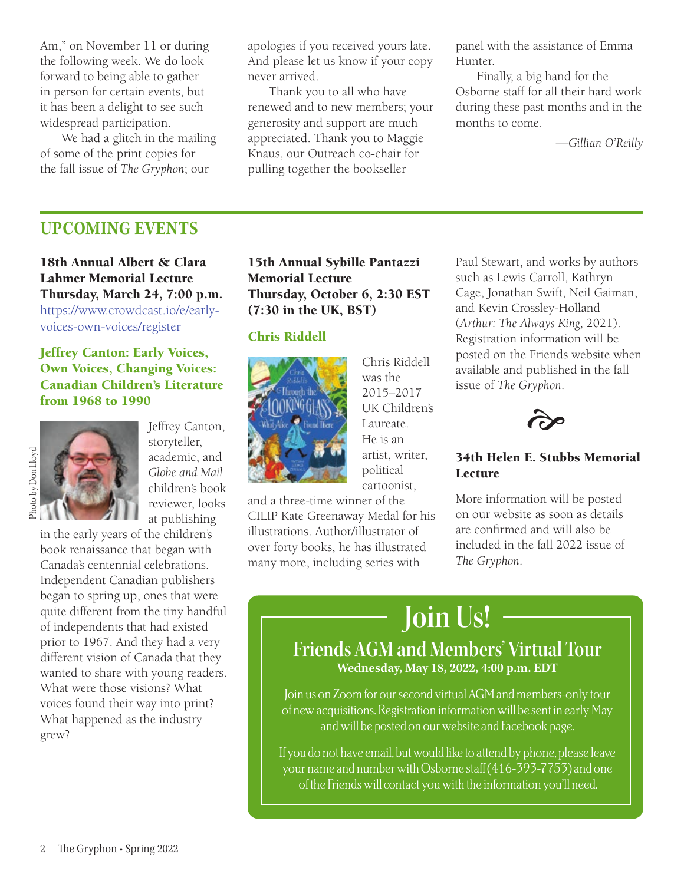Am," on November 11 or during the following week. We do look forward to being able to gather in person for certain events, but it has been a delight to see such widespread participation.

We had a glitch in the mailing of some of the print copies for the fall issue of *The Gryphon*; our apologies if you received yours late. And please let us know if your copy never arrived.

Thank you to all who have renewed and to new members; your generosity and support are much appreciated. Thank you to Maggie Knaus, our Outreach co-chair for pulling together the bookseller panel with the assistance of Emma Hunter.

Finally, a big hand for the Osborne staff for all their hard work during these past months and in the months to come.

*—Gillian O'Reilly*

## UPCOMING EVENTS

**18th Annual Albert & Clara Lahmer Memorial Lecture**
**Thursday, March 24, 7:00 p.m.**
https://www.crowdcast.io/e/early-voices-own-voices/register

### Jeffrey Canton: Early Voices, Own Voices, Changing Voices: Canadian Children's Literature from 1968 to 1990

Photo by Don Lloyd

Jeffrey Canton, storyteller, academic, and *Globe and Mail* children's book reviewer, looks at publishing in the early years of the children's book renaissance that began with Canada's centennial celebrations. Independent Canadian publishers began to spring up, ones that were quite different from the tiny handful of independents that had existed prior to 1967. And they had a very different vision of Canada that they wanted to share with young readers. What were those visions? What voices found their way into print? What happened as the industry grew?

**15th Annual Sybille Pantazzi Memorial Lecture**
**Thursday, October 6, 2:30 EST (7:30 in the UK, BST)**

### Chris Riddell

Chris Riddell was the 2015–2017 UK Children's Laureate. He is an artist, writer, political cartoonist, and a three-time winner of the CILIP Kate Greenaway Medal for his illustrations. Author/illustrator of over forty books, he has illustrated many more, including series with Paul Stewart, and works by authors such as Lewis Carroll, Kathryn Cage, Jonathan Swift, Neil Gaiman, and Kevin Crossley-Holland (*Arthur: The Always King,* 2021). Registration information will be posted on the Friends website when available and published in the fall issue of *The Gryphon*.

**34th Helen E. Stubbs Memorial Lecture**

More information will be posted on our website as soon as details are confirmed and will also be included in the fall 2022 issue of *The Gryphon*.

## Join Us!

### Friends AGM and Members' Virtual Tour

**Wednesday, May 18, 2022, 4:00 p.m. EDT**

Join us on Zoom for our second virtual AGM and members-only tour of new acquisitions. Registration information will be sent in early May and will be posted on our website and Facebook page.

If you do not have email, but would like to attend by phone, please leave your name and number with Osborne staff (416-393-7753) and one of the Friends will contact you with the information you'll need.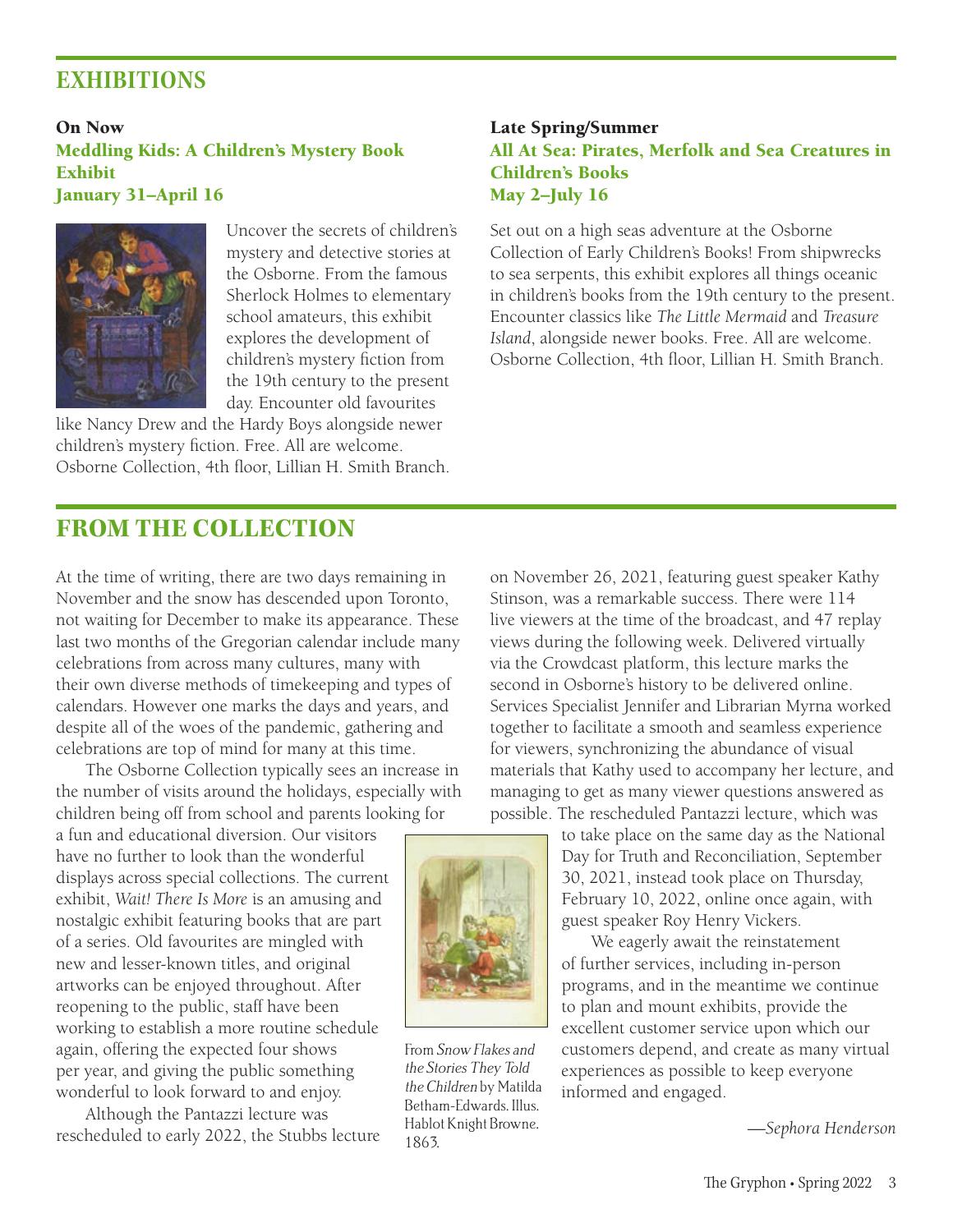# EXHIBITIONS

### On Now
### Meddling Kids: A Children's Mystery Book Exhibit
### January 31–April 16

Uncover the secrets of children's mystery and detective stories at the Osborne. From the famous Sherlock Holmes to elementary school amateurs, this exhibit explores the development of children's mystery fiction from the 19th century to the present day. Encounter old favourites like Nancy Drew and the Hardy Boys alongside newer children's mystery fiction. Free. All are welcome. Osborne Collection, 4th floor, Lillian H. Smith Branch.

### Late Spring/Summer
### All At Sea: Pirates, Merfolk and Sea Creatures in Children's Books
### May 2–July 16

Set out on a high seas adventure at the Osborne Collection of Early Children's Books! From shipwrecks to sea serpents, this exhibit explores all things oceanic in children's books from the 19th century to the present. Encounter classics like *The Little Mermaid* and *Treasure Island*, alongside newer books. Free. All are welcome. Osborne Collection, 4th floor, Lillian H. Smith Branch.

# FROM THE COLLECTION

At the time of writing, there are two days remaining in November and the snow has descended upon Toronto, not waiting for December to make its appearance. These last two months of the Gregorian calendar include many celebrations from across many cultures, many with their own diverse methods of timekeeping and types of calendars. However one marks the days and years, and despite all of the woes of the pandemic, gathering and celebrations are top of mind for many at this time.

The Osborne Collection typically sees an increase in the number of visits around the holidays, especially with children being off from school and parents looking for a fun and educational diversion. Our visitors have no further to look than the wonderful displays across special collections. The current exhibit, *Wait! There Is More* is an amusing and nostalgic exhibit featuring books that are part of a series. Old favourites are mingled with new and lesser-known titles, and original artworks can be enjoyed throughout. After reopening to the public, staff have been working to establish a more routine schedule again, offering the expected four shows per year, and giving the public something wonderful to look forward to and enjoy.

Although the Pantazzi lecture was rescheduled to early 2022, the Stubbs lecture on November 26, 2021, featuring guest speaker Kathy Stinson, was a remarkable success. There were 114 live viewers at the time of the broadcast, and 47 replay views during the following week. Delivered virtually via the Crowdcast platform, this lecture marks the second in Osborne's history to be delivered online. Services Specialist Jennifer and Librarian Myrna worked together to facilitate a smooth and seamless experience for viewers, synchronizing the abundance of visual materials that Kathy used to accompany her lecture, and managing to get as many viewer questions answered as possible. The rescheduled Pantazzi lecture, which was to take place on the same day as the National Day for Truth and Reconciliation, September 30, 2021, instead took place on Thursday, February 10, 2022, online once again, with guest speaker Roy Henry Vickers.

From *Snow Flakes and the Stories They Told the Children* by Matilda Betham-Edwards. Illus. Hablot Knight Browne. 1863.

We eagerly await the reinstatement of further services, including in-person programs, and in the meantime we continue to plan and mount exhibits, provide the excellent customer service upon which our customers depend, and create as many virtual experiences as possible to keep everyone informed and engaged.

—*Sephora Henderson*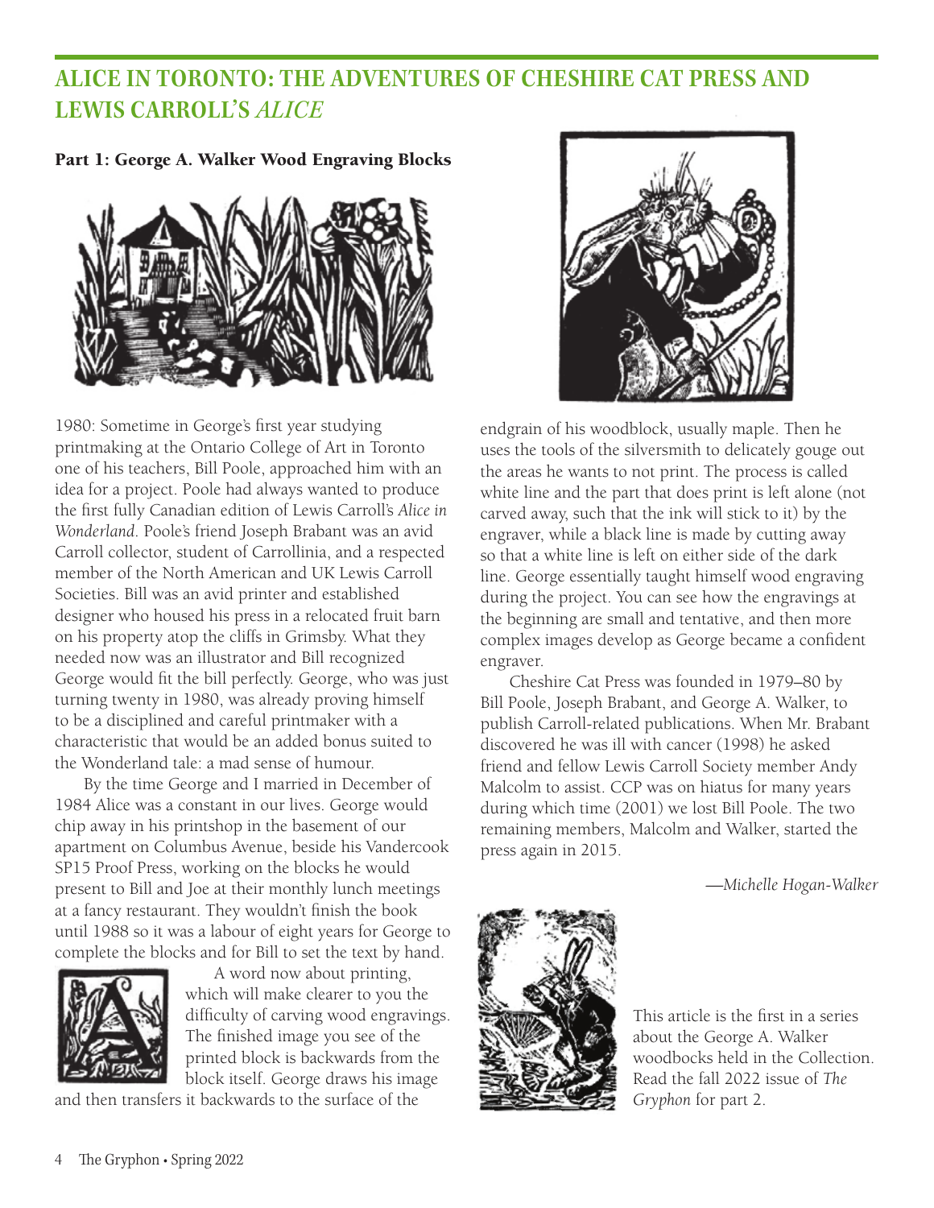# ALICE IN TORONTO: THE ADVENTURES OF CHESHIRE CAT PRESS AND LEWIS CARROLL'S *ALICE*

## Part 1: George A. Walker Wood Engraving Blocks

1980: Sometime in George's first year studying printmaking at the Ontario College of Art in Toronto one of his teachers, Bill Poole, approached him with an idea for a project. Poole had always wanted to produce the first fully Canadian edition of Lewis Carroll's *Alice in Wonderland*. Poole's friend Joseph Brabant was an avid Carroll collector, student of Carrollinia, and a respected member of the North American and UK Lewis Carroll Societies. Bill was an avid printer and established designer who housed his press in a relocated fruit barn on his property atop the cliffs in Grimsby. What they needed now was an illustrator and Bill recognized George would fit the bill perfectly. George, who was just turning twenty in 1980, was already proving himself to be a disciplined and careful printmaker with a characteristic that would be an added bonus suited to the Wonderland tale: a mad sense of humour.

By the time George and I married in December of 1984 Alice was a constant in our lives. George would chip away in his printshop in the basement of our apartment on Columbus Avenue, beside his Vandercook SP15 Proof Press, working on the blocks he would present to Bill and Joe at their monthly lunch meetings at a fancy restaurant. They wouldn't finish the book until 1988 so it was a labour of eight years for George to complete the blocks and for Bill to set the text by hand.

A word now about printing, which will make clearer to you the difficulty of carving wood engravings. The finished image you see of the printed block is backwards from the block itself. George draws his image and then transfers it backwards to the surface of the endgrain of his woodblock, usually maple. Then he uses the tools of the silversmith to delicately gouge out the areas he wants to not print. The process is called white line and the part that does print is left alone (not carved away, such that the ink will stick to it) by the engraver, while a black line is made by cutting away so that a white line is left on either side of the dark line. George essentially taught himself wood engraving during the project. You can see how the engravings at the beginning are small and tentative, and then more complex images develop as George became a confident engraver.

Cheshire Cat Press was founded in 1979–80 by Bill Poole, Joseph Brabant, and George A. Walker, to publish Carroll-related publications. When Mr. Brabant discovered he was ill with cancer (1998) he asked friend and fellow Lewis Carroll Society member Andy Malcolm to assist. CCP was on hiatus for many years during which time (2001) we lost Bill Poole. The two remaining members, Malcolm and Walker, started the press again in 2015.

—*Michelle Hogan-Walker*

This article is the first in a series about the George A. Walker woodbocks held in the Collection. Read the fall 2022 issue of *The Gryphon* for part 2.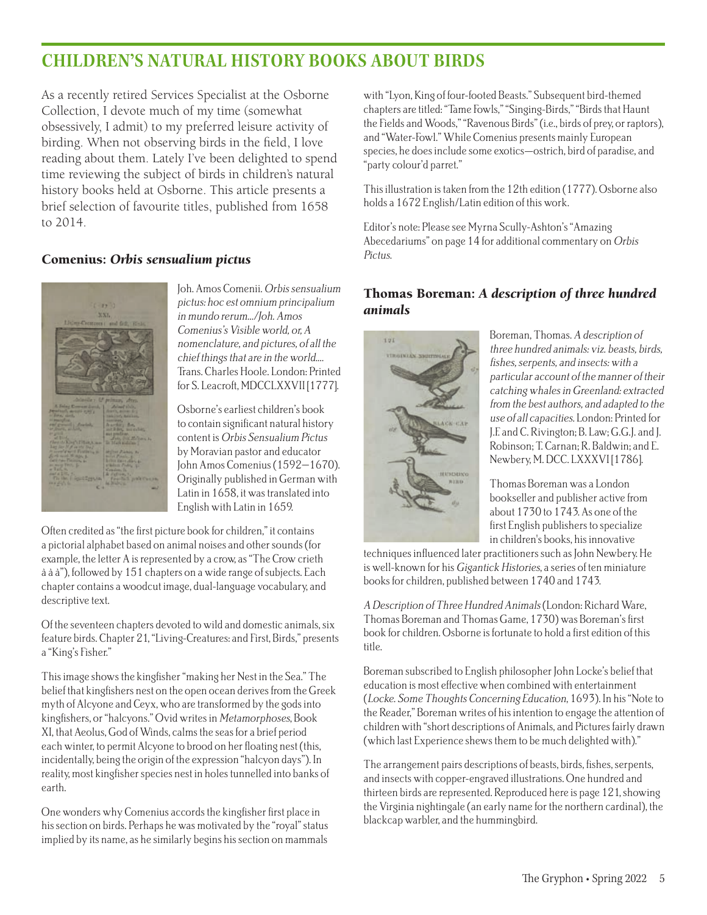# CHILDREN'S NATURAL HISTORY BOOKS ABOUT BIRDS

As a recently retired Services Specialist at the Osborne Collection, I devote much of my time (somewhat obsessively, I admit) to my preferred leisure activity of birding. When not observing birds in the field, I love reading about them. Lately I've been delighted to spend time reviewing the subject of birds in children's natural history books held at Osborne. This article presents a brief selection of favourite titles, published from 1658 to 2014.

### Comenius: *Orbis sensualium pictus*

Joh. Amos Comenii. *Orbis sensualium pictus: hoc est omnium principalium in mundo rerum.../Joh. Amos Comenius's Visible world, or, A nomenclature, and pictures, of all the chief things that are in the world....* Trans. Charles Hoole. London: Printed for S. Leacroft, MDCCLXXVII [1777].

Osborne's earliest children's book to contain significant natural history content is *Orbis Sensualium Pictus* by Moravian pastor and educator John Amos Comenius (1592–1670). Originally published in German with Latin in 1658, it was translated into English with Latin in 1659.

Often credited as "the first picture book for children," it contains a pictorial alphabet based on animal noises and other sounds (for example, the letter A is represented by a crow, as "The Crow crieth à à à"), followed by 151 chapters on a wide range of subjects. Each chapter contains a woodcut image, dual-language vocabulary, and descriptive text.

Of the seventeen chapters devoted to wild and domestic animals, six feature birds. Chapter 21, "Living-Creatures: and First, Birds," presents a "King's Fisher."

This image shows the kingfisher "making her Nest in the Sea." The belief that kingfishers nest on the open ocean derives from the Greek myth of Alcyone and Ceyx, who are transformed by the gods into kingfishers, or "halcyons." Ovid writes in *Metamorphoses*, Book XI, that Aeolus, God of Winds, calms the seas for a brief period each winter, to permit Alcyone to brood on her floating nest (this, incidentally, being the origin of the expression "halcyon days"). In reality, most kingfisher species nest in holes tunnelled into banks of earth.

One wonders why Comenius accords the kingfisher first place in his section on birds. Perhaps he was motivated by the "royal" status implied by its name, as he similarly begins his section on mammals with "Lyon, King of four-footed Beasts." Subsequent bird-themed chapters are titled: "Tame Fowls," "Singing-Birds," "Birds that Haunt the Fields and Woods," "Ravenous Birds" (i.e., birds of prey, or raptors), and "Water-Fowl." While Comenius presents mainly European species, he does include some exotics—ostrich, bird of paradise, and "party colour'd parret."

This illustration is taken from the 12th edition (1777). Osborne also holds a 1672 English/Latin edition of this work.

Editor's note: Please see Myrna Scully-Ashton's "Amazing Abecedariums" on page 14 for additional commentary on *Orbis Pictus*.

### Thomas Boreman: *A description of three hundred animals*

Boreman, Thomas. *A description of three hundred animals: viz. beasts, birds, fishes, serpents, and insects: with a particular account of the manner of their catching whales in Greenland: extracted from the best authors, and adapted to the use of all capacities.* London: Printed for J.F. and C. Rivington; B. Law; G.G.J. and J. Robinson; T. Carnan; R. Baldwin; and E. Newbery, M. DCC. LXXXVI [1786].

Thomas Boreman was a London bookseller and publisher active from about 1730 to 1743. As one of the first English publishers to specialize in children's books, his innovative techniques influenced later practitioners such as John Newbery. He is well-known for his *Gigantick Histories*, a series of ten miniature books for children, published between 1740 and 1743.

*A Description of Three Hundred Animals* (London: Richard Ware, Thomas Boreman and Thomas Game, 1730) was Boreman's first book for children. Osborne is fortunate to hold a first edition of this title.

Boreman subscribed to English philosopher John Locke's belief that education is most effective when combined with entertainment (*Locke. Some Thoughts Concerning Education*, 1693). In his "Note to the Reader," Boreman writes of his intention to engage the attention of children with "short descriptions of Animals, and Pictures fairly drawn (which last Experience shews them to be much delighted with)."

The arrangement pairs descriptions of beasts, birds, fishes, serpents, and insects with copper-engraved illustrations. One hundred and thirteen birds are represented. Reproduced here is page 121, showing the Virginia nightingale (an early name for the northern cardinal), the blackcap warbler, and the hummingbird.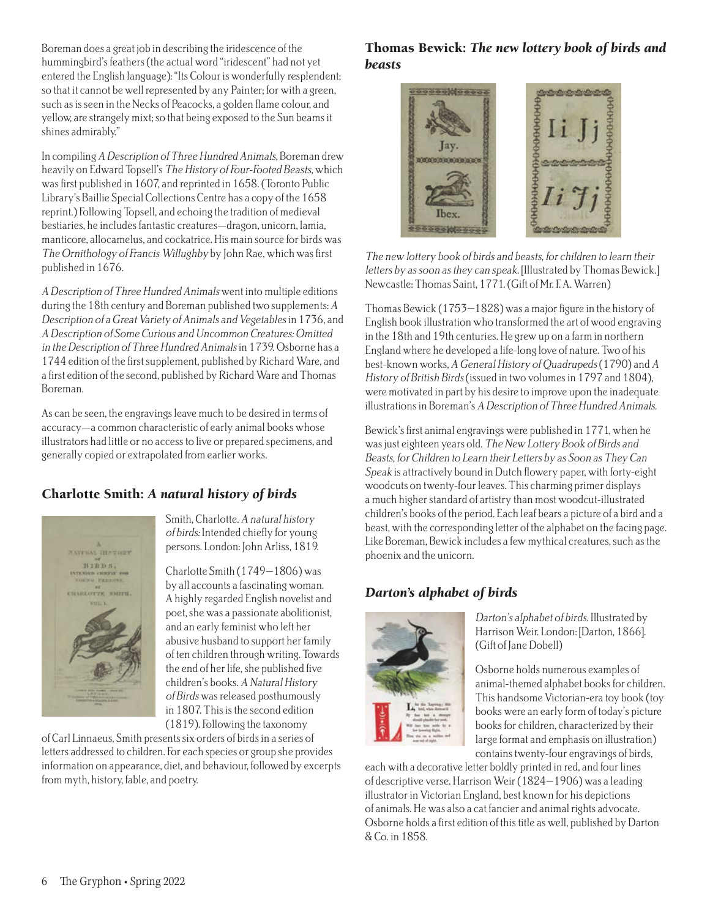Boreman does a great job in describing the iridescence of the hummingbird's feathers (the actual word "iridescent" had not yet entered the English language): "Its Colour is wonderfully resplendent; so that it cannot be well represented by any Painter; for with a green, such as is seen in the Necks of Peacocks, a golden flame colour, and yellow, are strangely mixt; so that being exposed to the Sun beams it shines admirably."

In compiling *A Description of Three Hundred Animals*, Boreman drew heavily on Edward Topsell's *The History of Four-Footed Beasts*, which was first published in 1607, and reprinted in 1658. (Toronto Public Library's Baillie Special Collections Centre has a copy of the 1658 reprint.) Following Topsell, and echoing the tradition of medieval bestiaries, he includes fantastic creatures—dragon, unicorn, lamia, manticore, allocamelus, and cockatrice. His main source for birds was *The Ornithology of Francis Willughby* by John Rae, which was first published in 1676.

*A Description of Three Hundred Animals* went into multiple editions during the 18th century and Boreman published two supplements: *A Description of a Great Variety of Animals and Vegetables* in 1736, and *A Description of Some Curious and Uncommon Creatures: Omitted in the Description of Three Hundred Animals* in 1739. Osborne has a 1744 edition of the first supplement, published by Richard Ware, and a first edition of the second, published by Richard Ware and Thomas Boreman.

As can be seen, the engravings leave much to be desired in terms of accuracy—a common characteristic of early animal books whose illustrators had little or no access to live or prepared specimens, and generally copied or extrapolated from earlier works.

## Charlotte Smith: *A natural history of birds*

Smith, Charlotte. *A natural history of birds:* Intended chiefly for young persons. London: John Arliss, 1819.

Charlotte Smith (1749–1806) was by all accounts a fascinating woman. A highly regarded English novelist and poet, she was a passionate abolitionist, and an early feminist who left her abusive husband to support her family of ten children through writing. Towards the end of her life, she published five children's books. *A Natural History of Birds* was released posthumously in 1807. This is the second edition (1819). Following the taxonomy of Carl Linnaeus, Smith presents six orders of birds in a series of letters addressed to children. For each species or group she provides information on appearance, diet, and behaviour, followed by excerpts from myth, history, fable, and poetry.

## Thomas Bewick: *The new lottery book of birds and beasts*

*The new lottery book of birds and beasts, for children to learn their letters by as soon as they can speak.* [Illustrated by Thomas Bewick.] Newcastle: Thomas Saint, 1771. (Gift of Mr. F. A. Warren)

Thomas Bewick (1753–1828) was a major figure in the history of English book illustration who transformed the art of wood engraving in the 18th and 19th centuries. He grew up on a farm in northern England where he developed a life-long love of nature. Two of his best-known works, *A General History of Quadrupeds* (1790) and *A History of British Birds* (issued in two volumes in 1797 and 1804), were motivated in part by his desire to improve upon the inadequate illustrations in Boreman's *A Description of Three Hundred Animals.*

Bewick's first animal engravings were published in 1771, when he was just eighteen years old. *The New Lottery Book of Birds and Beasts, for Children to Learn their Letters by as Soon as They Can Speak* is attractively bound in Dutch flowery paper, with forty-eight woodcuts on twenty-four leaves. This charming primer displays a much higher standard of artistry than most woodcut-illustrated children's books of the period. Each leaf bears a picture of a bird and a beast, with the corresponding letter of the alphabet on the facing page. Like Boreman, Bewick includes a few mythical creatures, such as the phoenix and the unicorn.

## *Darton's alphabet of birds*

*Darton's alphabet of birds.* Illustrated by Harrison Weir. London: [Darton, 1866]. (Gift of Jane Dobell)

Osborne holds numerous examples of animal-themed alphabet books for children. This handsome Victorian-era toy book (toy books were an early form of today's picture books for children, characterized by their large format and emphasis on illustration) contains twenty-four engravings of birds, each with a decorative letter boldly printed in red, and four lines of descriptive verse. Harrison Weir (1824–1906) was a leading illustrator in Victorian England, best known for his depictions of animals. He was also a cat fancier and animal rights advocate. Osborne holds a first edition of this title as well, published by Darton & Co. in 1858.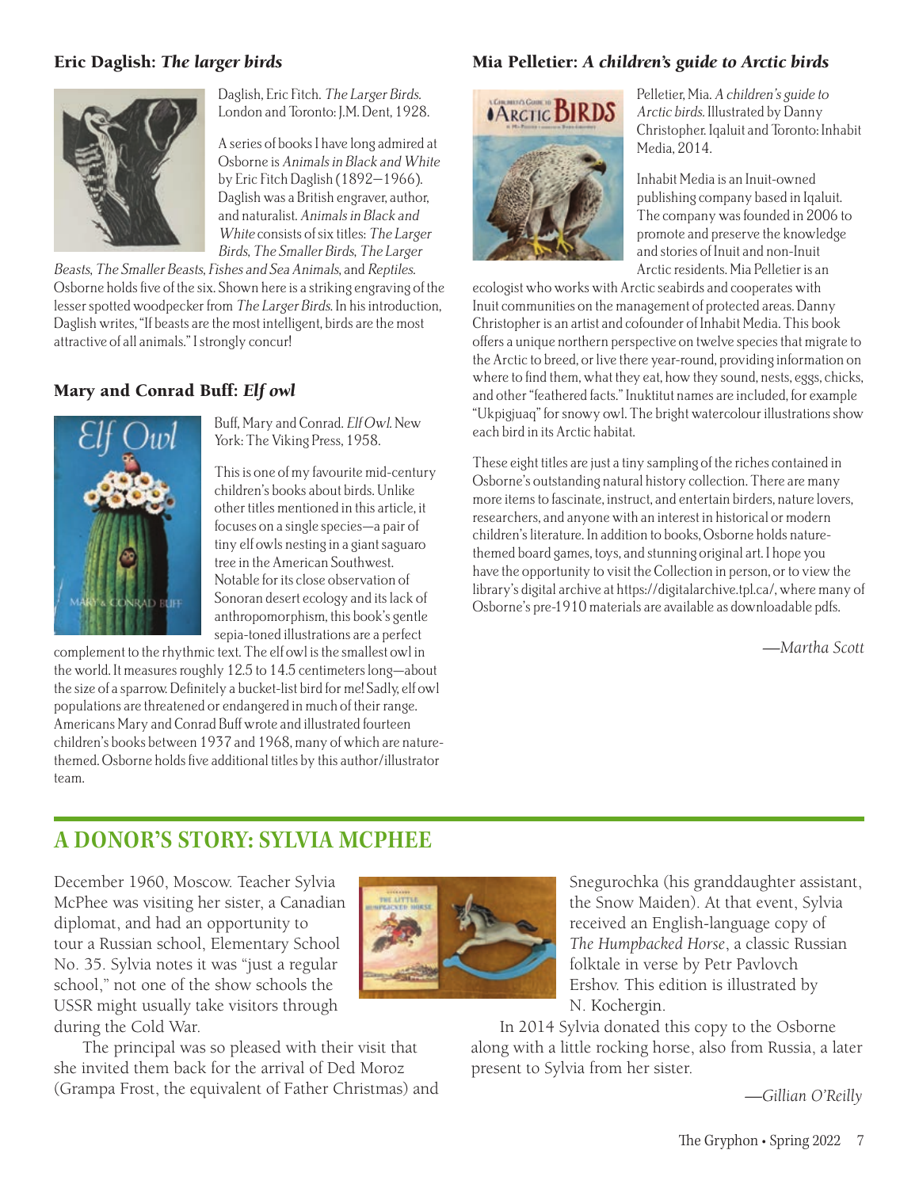## Eric Daglish: *The larger birds*

Daglish, Eric Fitch. *The Larger Birds*. London and Toronto: J.M. Dent, 1928.

A series of books I have long admired at Osborne is *Animals in Black and White* by Eric Fitch Daglish (1892–1966). Daglish was a British engraver, author, and naturalist. *Animals in Black and White* consists of six titles: *The Larger Birds, The Smaller Birds, The Larger Beasts, The Smaller Beasts, Fishes and Sea Animals*, and *Reptiles*. Osborne holds five of the six. Shown here is a striking engraving of the lesser spotted woodpecker from *The Larger Birds*. In his introduction, Daglish writes, "If beasts are the most intelligent, birds are the most attractive of all animals." I strongly concur!

## Mary and Conrad Buff: *Elf owl*

Buff, Mary and Conrad. *Elf Owl*. New York: The Viking Press, 1958.

This is one of my favourite mid-century children's books about birds. Unlike other titles mentioned in this article, it focuses on a single species—a pair of tiny elf owls nesting in a giant saguaro tree in the American Southwest. Notable for its close observation of Sonoran desert ecology and its lack of anthropomorphism, this book's gentle sepia-toned illustrations are a perfect complement to the rhythmic text. The elf owl is the smallest owl in the world. It measures roughly 12.5 to 14.5 centimeters long—about the size of a sparrow. Definitely a bucket-list bird for me! Sadly, elf owl populations are threatened or endangered in much of their range. Americans Mary and Conrad Buff wrote and illustrated fourteen children's books between 1937 and 1968, many of which are nature-themed. Osborne holds five additional titles by this author/illustrator team.

## Mia Pelletier: *A children's guide to Arctic birds*

Pelletier, Mia. *A children's guide to Arctic birds*. Illustrated by Danny Christopher. Iqaluit and Toronto: Inhabit Media, 2014.

Inhabit Media is an Inuit-owned publishing company based in Iqaluit. The company was founded in 2006 to promote and preserve the knowledge and stories of Inuit and non-Inuit Arctic residents. Mia Pelletier is an ecologist who works with Arctic seabirds and cooperates with Inuit communities on the management of protected areas. Danny Christopher is an artist and cofounder of Inhabit Media. This book offers a unique northern perspective on twelve species that migrate to the Arctic to breed, or live there year-round, providing information on where to find them, what they eat, how they sound, nests, eggs, chicks, and other "feathered facts." Inuktitut names are included, for example "Ukpigjuaq" for snowy owl. The bright watercolour illustrations show each bird in its Arctic habitat.

These eight titles are just a tiny sampling of the riches contained in Osborne's outstanding natural history collection. There are many more items to fascinate, instruct, and entertain birders, nature lovers, researchers, and anyone with an interest in historical or modern children's literature. In addition to books, Osborne holds nature-themed board games, toys, and stunning original art. I hope you have the opportunity to visit the Collection in person, or to view the library's digital archive at https://digitalarchive.tpl.ca/, where many of Osborne's pre-1910 materials are available as downloadable pdfs.

—*Martha Scott*

# A DONOR'S STORY: SYLVIA MCPHEE

December 1960, Moscow. Teacher Sylvia McPhee was visiting her sister, a Canadian diplomat, and had an opportunity to tour a Russian school, Elementary School No. 35. Sylvia notes it was "just a regular school," not one of the show schools the USSR might usually take visitors through during the Cold War.

The principal was so pleased with their visit that she invited them back for the arrival of Ded Moroz (Grampa Frost, the equivalent of Father Christmas) and Snegurochka (his granddaughter assistant, the Snow Maiden). At that event, Sylvia received an English-language copy of *The Humpbacked Horse*, a classic Russian folktale in verse by Petr Pavlovch Ershov. This edition is illustrated by N. Kochergin.

In 2014 Sylvia donated this copy to the Osborne along with a little rocking horse, also from Russia, a later present to Sylvia from her sister.

—*Gillian O'Reilly*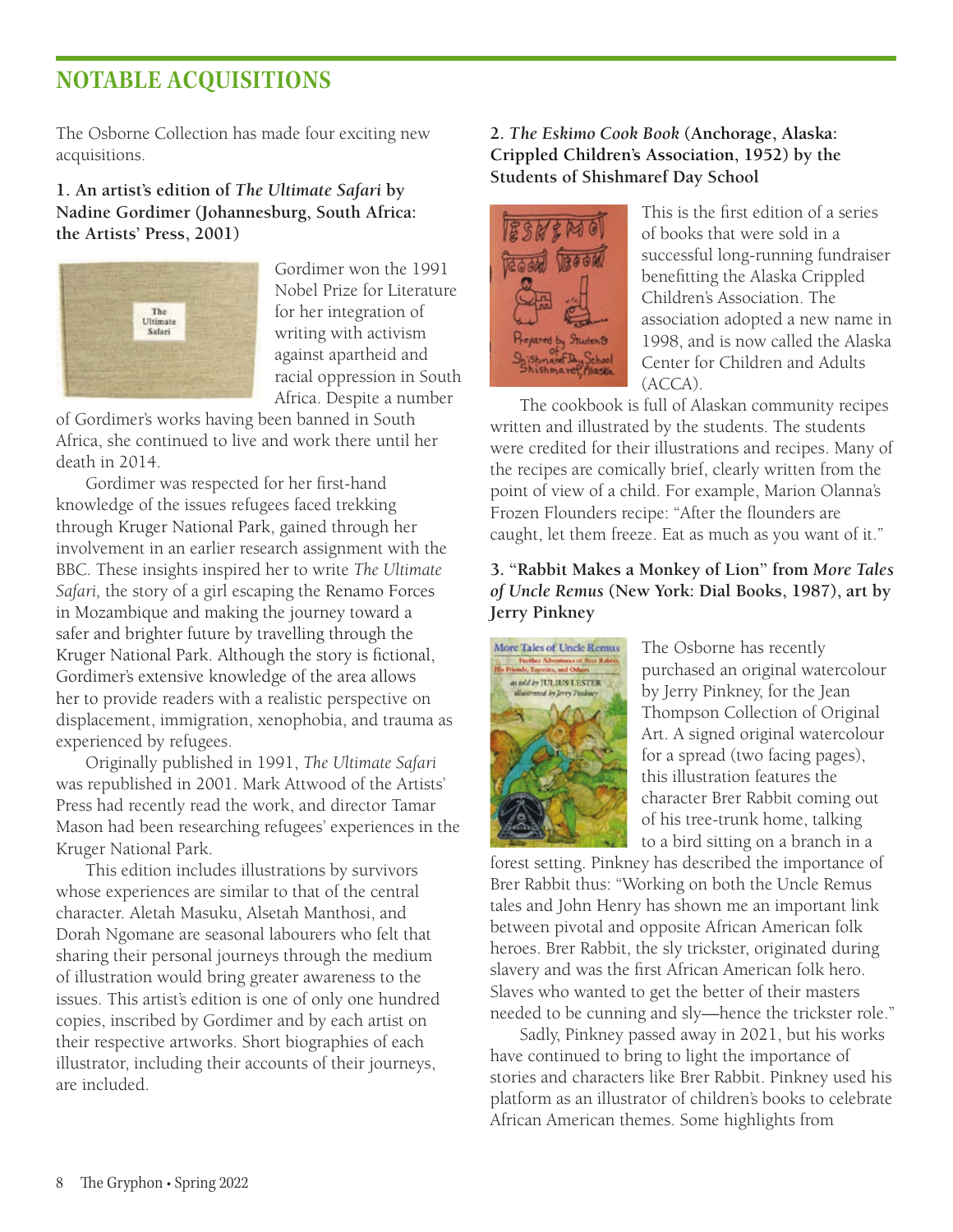## NOTABLE ACQUISITIONS

The Osborne Collection has made four exciting new acquisitions.

**1. An artist's edition of *The Ultimate Safari* by Nadine Gordimer (Johannesburg, South Africa: the Artists' Press, 2001)**

Gordimer won the 1991 Nobel Prize for Literature for her integration of writing with activism against apartheid and racial oppression in South Africa. Despite a number of Gordimer's works having been banned in South Africa, she continued to live and work there until her death in 2014.

Gordimer was respected for her first-hand knowledge of the issues refugees faced trekking through Kruger National Park, gained through her involvement in an earlier research assignment with the BBC. These insights inspired her to write *The Ultimate Safari,* the story of a girl escaping the Renamo Forces in Mozambique and making the journey toward a safer and brighter future by travelling through the Kruger National Park. Although the story is fictional, Gordimer's extensive knowledge of the area allows her to provide readers with a realistic perspective on displacement, immigration, xenophobia, and trauma as experienced by refugees.

Originally published in 1991, *The Ultimate Safari* was republished in 2001. Mark Attwood of the Artists' Press had recently read the work, and director Tamar Mason had been researching refugees' experiences in the Kruger National Park.

This edition includes illustrations by survivors whose experiences are similar to that of the central character. Aletah Masuku, Alsetah Manthosi, and Dorah Ngomane are seasonal labourers who felt that sharing their personal journeys through the medium of illustration would bring greater awareness to the issues. This artist's edition is one of only one hundred copies, inscribed by Gordimer and by each artist on their respective artworks. Short biographies of each illustrator, including their accounts of their journeys, are included.

**2. *The Eskimo Cook Book* (Anchorage, Alaska: Crippled Children's Association, 1952) by the Students of Shishmaref Day School**

This is the first edition of a series of books that were sold in a successful long-running fundraiser benefitting the Alaska Crippled Children's Association. The association adopted a new name in 1998, and is now called the Alaska Center for Children and Adults (ACCA).

The cookbook is full of Alaskan community recipes written and illustrated by the students. The students were credited for their illustrations and recipes. Many of the recipes are comically brief, clearly written from the point of view of a child. For example, Marion Olanna's Frozen Flounders recipe: "After the flounders are caught, let them freeze. Eat as much as you want of it."

**3. "Rabbit Makes a Monkey of Lion" from *More Tales of Uncle Remus* (New York: Dial Books, 1987), art by Jerry Pinkney**

The Osborne has recently purchased an original watercolour by Jerry Pinkney, for the Jean Thompson Collection of Original Art. A signed original watercolour for a spread (two facing pages), this illustration features the character Brer Rabbit coming out of his tree-trunk home, talking to a bird sitting on a branch in a forest setting. Pinkney has described the importance of Brer Rabbit thus: "Working on both the Uncle Remus tales and John Henry has shown me an important link between pivotal and opposite African American folk heroes. Brer Rabbit, the sly trickster, originated during slavery and was the first African American folk hero. Slaves who wanted to get the better of their masters needed to be cunning and sly—hence the trickster role."

Sadly, Pinkney passed away in 2021, but his works have continued to bring to light the importance of stories and characters like Brer Rabbit. Pinkney used his platform as an illustrator of children's books to celebrate African American themes. Some highlights from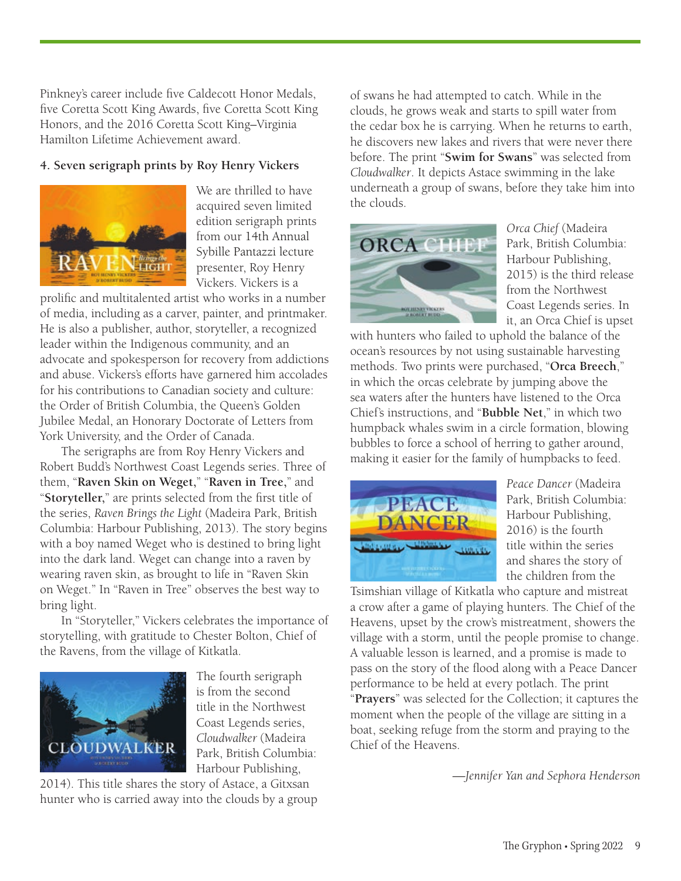Pinkney's career include five Caldecott Honor Medals, five Coretta Scott King Awards, five Coretta Scott King Honors, and the 2016 Coretta Scott King–Virginia Hamilton Lifetime Achievement award.

#### 4. Seven serigraph prints by Roy Henry Vickers

We are thrilled to have acquired seven limited edition serigraph prints from our 14th Annual Sybille Pantazzi lecture presenter, Roy Henry Vickers. Vickers is a prolific and multitalented artist who works in a number of media, including as a carver, painter, and printmaker. He is also a publisher, author, storyteller, a recognized leader within the Indigenous community, and an advocate and spokesperson for recovery from addictions and abuse. Vickers's efforts have garnered him accolades for his contributions to Canadian society and culture: the Order of British Columbia, the Queen's Golden Jubilee Medal, an Honorary Doctorate of Letters from York University, and the Order of Canada.

The serigraphs are from Roy Henry Vickers and Robert Budd's Northwest Coast Legends series. Three of them, "**Raven Skin on Weget**," "**Raven in Tree**," and "**Storyteller**," are prints selected from the first title of the series, *Raven Brings the Light* (Madeira Park, British Columbia: Harbour Publishing, 2013). The story begins with a boy named Weget who is destined to bring light into the dark land. Weget can change into a raven by wearing raven skin, as brought to life in "Raven Skin on Weget." In "Raven in Tree" observes the best way to bring light.

In "Storyteller," Vickers celebrates the importance of storytelling, with gratitude to Chester Bolton, Chief of the Ravens, from the village of Kitkatla.

The fourth serigraph is from the second title in the Northwest Coast Legends series, *Cloudwalker* (Madeira Park, British Columbia: Harbour Publishing, 2014). This title shares the story of Astace, a Gitxsan hunter who is carried away into the clouds by a group of swans he had attempted to catch. While in the clouds, he grows weak and starts to spill water from the cedar box he is carrying. When he returns to earth, he discovers new lakes and rivers that were never there before. The print "**Swim for Swans**" was selected from *Cloudwalker*. It depicts Astace swimming in the lake underneath a group of swans, before they take him into the clouds.

*Orca Chief* (Madeira Park, British Columbia: Harbour Publishing, 2015) is the third release from the Northwest Coast Legends series. In it, an Orca Chief is upset with hunters who failed to uphold the balance of the ocean's resources by not using sustainable harvesting methods. Two prints were purchased, "**Orca Breech**," in which the orcas celebrate by jumping above the sea waters after the hunters have listened to the Orca Chief's instructions, and "**Bubble Net**," in which two humpback whales swim in a circle formation, blowing bubbles to force a school of herring to gather around, making it easier for the family of humpbacks to feed.

*Peace Dancer* (Madeira Park, British Columbia: Harbour Publishing, 2016) is the fourth title within the series and shares the story of the children from the Tsimshian village of Kitkatla who capture and mistreat a crow after a game of playing hunters. The Chief of the Heavens, upset by the crow's mistreatment, showers the village with a storm, until the people promise to change. A valuable lesson is learned, and a promise is made to pass on the story of the flood along with a Peace Dancer performance to be held at every potlach. The print "**Prayers**" was selected for the Collection; it captures the moment when the people of the village are sitting in a boat, seeking refuge from the storm and praying to the Chief of the Heavens.

*—Jennifer Yan and Sephora Henderson*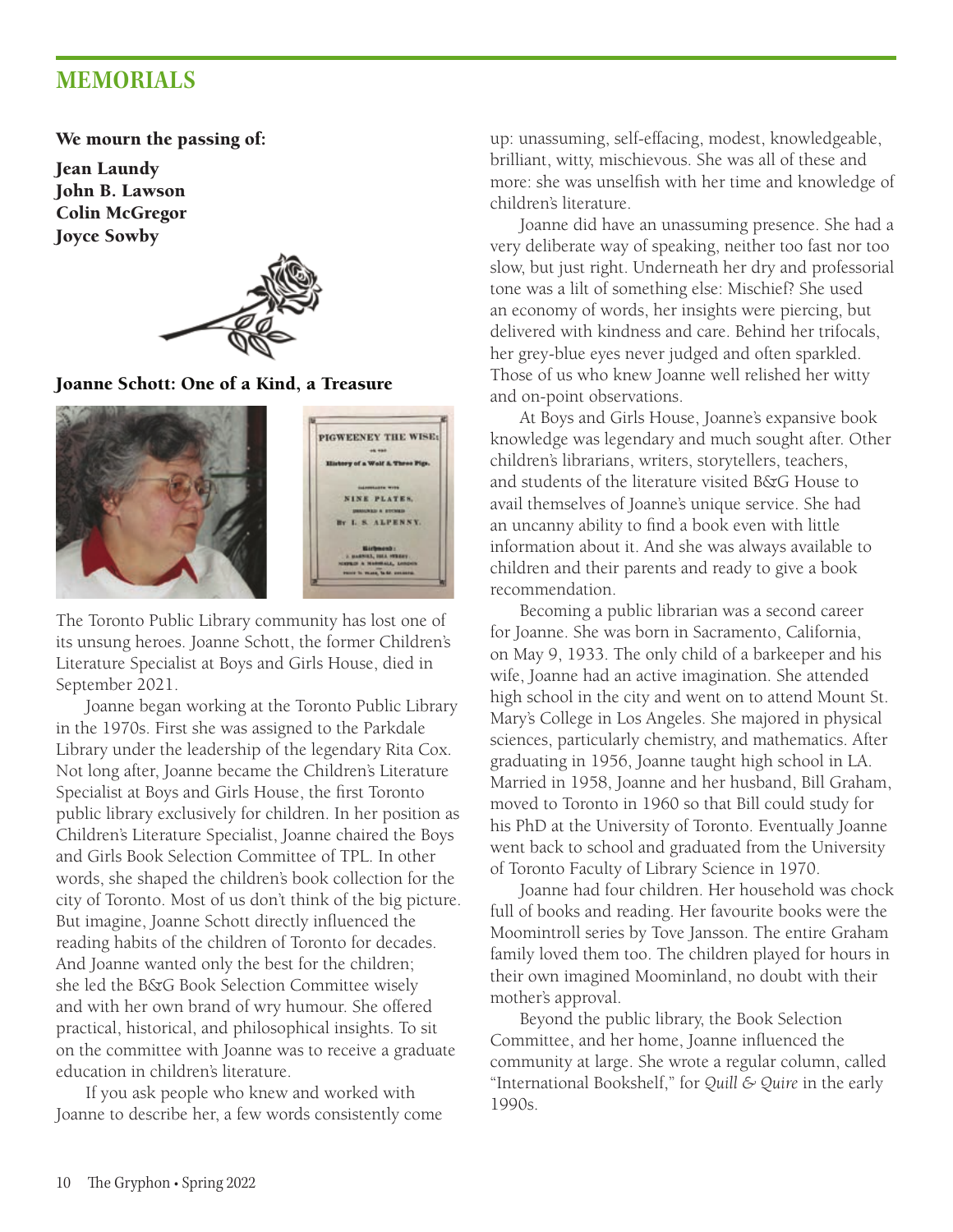# MEMORIALS

**We mourn the passing of:**

**Jean Laundy**
**John B. Lawson**
**Colin McGregor**
**Joyce Sowby**

## Joanne Schott: One of a Kind, a Treasure

The Toronto Public Library community has lost one of its unsung heroes. Joanne Schott, the former Children's Literature Specialist at Boys and Girls House, died in September 2021.

Joanne began working at the Toronto Public Library in the 1970s. First she was assigned to the Parkdale Library under the leadership of the legendary Rita Cox. Not long after, Joanne became the Children's Literature Specialist at Boys and Girls House, the first Toronto public library exclusively for children. In her position as Children's Literature Specialist, Joanne chaired the Boys and Girls Book Selection Committee of TPL. In other words, she shaped the children's book collection for the city of Toronto. Most of us don't think of the big picture. But imagine, Joanne Schott directly influenced the reading habits of the children of Toronto for decades. And Joanne wanted only the best for the children; she led the B&G Book Selection Committee wisely and with her own brand of wry humour. She offered practical, historical, and philosophical insights. To sit on the committee with Joanne was to receive a graduate education in children's literature.

If you ask people who knew and worked with Joanne to describe her, a few words consistently come up: unassuming, self-effacing, modest, knowledgeable, brilliant, witty, mischievous. She was all of these and more: she was unselfish with her time and knowledge of children's literature.

Joanne did have an unassuming presence. She had a very deliberate way of speaking, neither too fast nor too slow, but just right. Underneath her dry and professorial tone was a lilt of something else: Mischief? She used an economy of words, her insights were piercing, but delivered with kindness and care. Behind her trifocals, her grey-blue eyes never judged and often sparkled. Those of us who knew Joanne well relished her witty and on-point observations.

At Boys and Girls House, Joanne's expansive book knowledge was legendary and much sought after. Other children's librarians, writers, storytellers, teachers, and students of the literature visited B&G House to avail themselves of Joanne's unique service. She had an uncanny ability to find a book even with little information about it. And she was always available to children and their parents and ready to give a book recommendation.

Becoming a public librarian was a second career for Joanne. She was born in Sacramento, California, on May 9, 1933. The only child of a barkeeper and his wife, Joanne had an active imagination. She attended high school in the city and went on to attend Mount St. Mary's College in Los Angeles. She majored in physical sciences, particularly chemistry, and mathematics. After graduating in 1956, Joanne taught high school in LA. Married in 1958, Joanne and her husband, Bill Graham, moved to Toronto in 1960 so that Bill could study for his PhD at the University of Toronto. Eventually Joanne went back to school and graduated from the University of Toronto Faculty of Library Science in 1970.

Joanne had four children. Her household was chock full of books and reading. Her favourite books were the Moomintroll series by Tove Jansson. The entire Graham family loved them too. The children played for hours in their own imagined Moominland, no doubt with their mother's approval.

Beyond the public library, the Book Selection Committee, and her home, Joanne influenced the community at large. She wrote a regular column, called "International Bookshelf," for *Quill & Quire* in the early 1990s.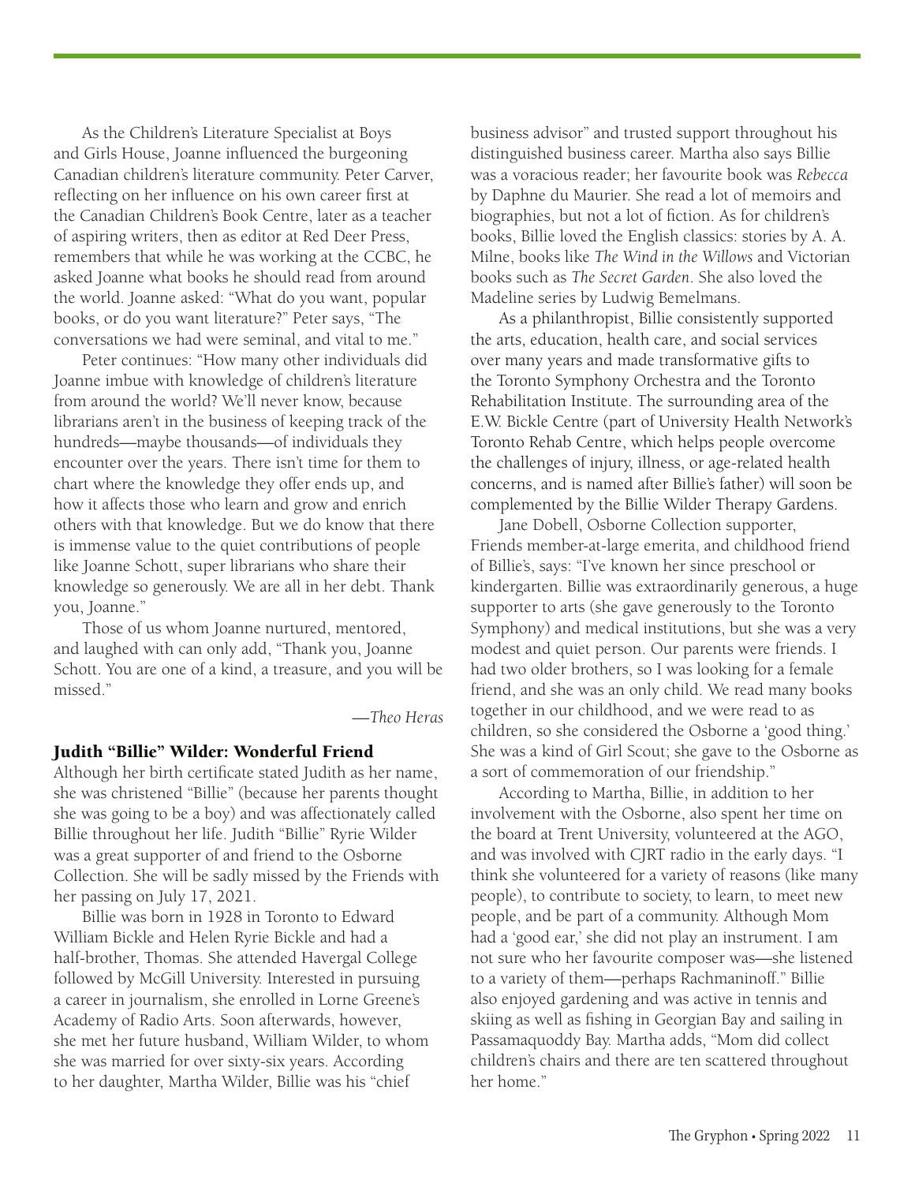As the Children's Literature Specialist at Boys and Girls House, Joanne influenced the burgeoning Canadian children's literature community. Peter Carver, reflecting on her influence on his own career first at the Canadian Children's Book Centre, later as a teacher of aspiring writers, then as editor at Red Deer Press, remembers that while he was working at the CCBC, he asked Joanne what books he should read from around the world. Joanne asked: "What do you want, popular books, or do you want literature?" Peter says, "The conversations we had were seminal, and vital to me."

Peter continues: "How many other individuals did Joanne imbue with knowledge of children's literature from around the world? We'll never know, because librarians aren't in the business of keeping track of the hundreds—maybe thousands—of individuals they encounter over the years. There isn't time for them to chart where the knowledge they offer ends up, and how it affects those who learn and grow and enrich others with that knowledge. But we do know that there is immense value to the quiet contributions of people like Joanne Schott, super librarians who share their knowledge so generously. We are all in her debt. Thank you, Joanne."

Those of us whom Joanne nurtured, mentored, and laughed with can only add, "Thank you, Joanne Schott. You are one of a kind, a treasure, and you will be missed."

—*Theo Heras*

## Judith "Billie" Wilder: Wonderful Friend

Although her birth certificate stated Judith as her name, she was christened "Billie" (because her parents thought she was going to be a boy) and was affectionately called Billie throughout her life. Judith "Billie" Ryrie Wilder was a great supporter of and friend to the Osborne Collection. She will be sadly missed by the Friends with her passing on July 17, 2021.

Billie was born in 1928 in Toronto to Edward William Bickle and Helen Ryrie Bickle and had a half-brother, Thomas. She attended Havergal College followed by McGill University. Interested in pursuing a career in journalism, she enrolled in Lorne Greene's Academy of Radio Arts. Soon afterwards, however, she met her future husband, William Wilder, to whom she was married for over sixty-six years. According to her daughter, Martha Wilder, Billie was his "chief business advisor" and trusted support throughout his distinguished business career. Martha also says Billie was a voracious reader; her favourite book was *Rebecca* by Daphne du Maurier. She read a lot of memoirs and biographies, but not a lot of fiction. As for children's books, Billie loved the English classics: stories by A. A. Milne, books like *The Wind in the Willows* and Victorian books such as *The Secret Garden*. She also loved the Madeline series by Ludwig Bemelmans.

As a philanthropist, Billie consistently supported the arts, education, health care, and social services over many years and made transformative gifts to the Toronto Symphony Orchestra and the Toronto Rehabilitation Institute. The surrounding area of the E.W. Bickle Centre (part of University Health Network's Toronto Rehab Centre, which helps people overcome the challenges of injury, illness, or age-related health concerns, and is named after Billie's father) will soon be complemented by the Billie Wilder Therapy Gardens.

Jane Dobell, Osborne Collection supporter, Friends member-at-large emerita, and childhood friend of Billie's, says: "I've known her since preschool or kindergarten. Billie was extraordinarily generous, a huge supporter to arts (she gave generously to the Toronto Symphony) and medical institutions, but she was a very modest and quiet person. Our parents were friends. I had two older brothers, so I was looking for a female friend, and she was an only child. We read many books together in our childhood, and we were read to as children, so she considered the Osborne a 'good thing.' She was a kind of Girl Scout; she gave to the Osborne as a sort of commemoration of our friendship."

According to Martha, Billie, in addition to her involvement with the Osborne, also spent her time on the board at Trent University, volunteered at the AGO, and was involved with CJRT radio in the early days. "I think she volunteered for a variety of reasons (like many people), to contribute to society, to learn, to meet new people, and be part of a community. Although Mom had a 'good ear,' she did not play an instrument. I am not sure who her favourite composer was—she listened to a variety of them—perhaps Rachmaninoff." Billie also enjoyed gardening and was active in tennis and skiing as well as fishing in Georgian Bay and sailing in Passamaquoddy Bay. Martha adds, "Mom did collect children's chairs and there are ten scattered throughout her home."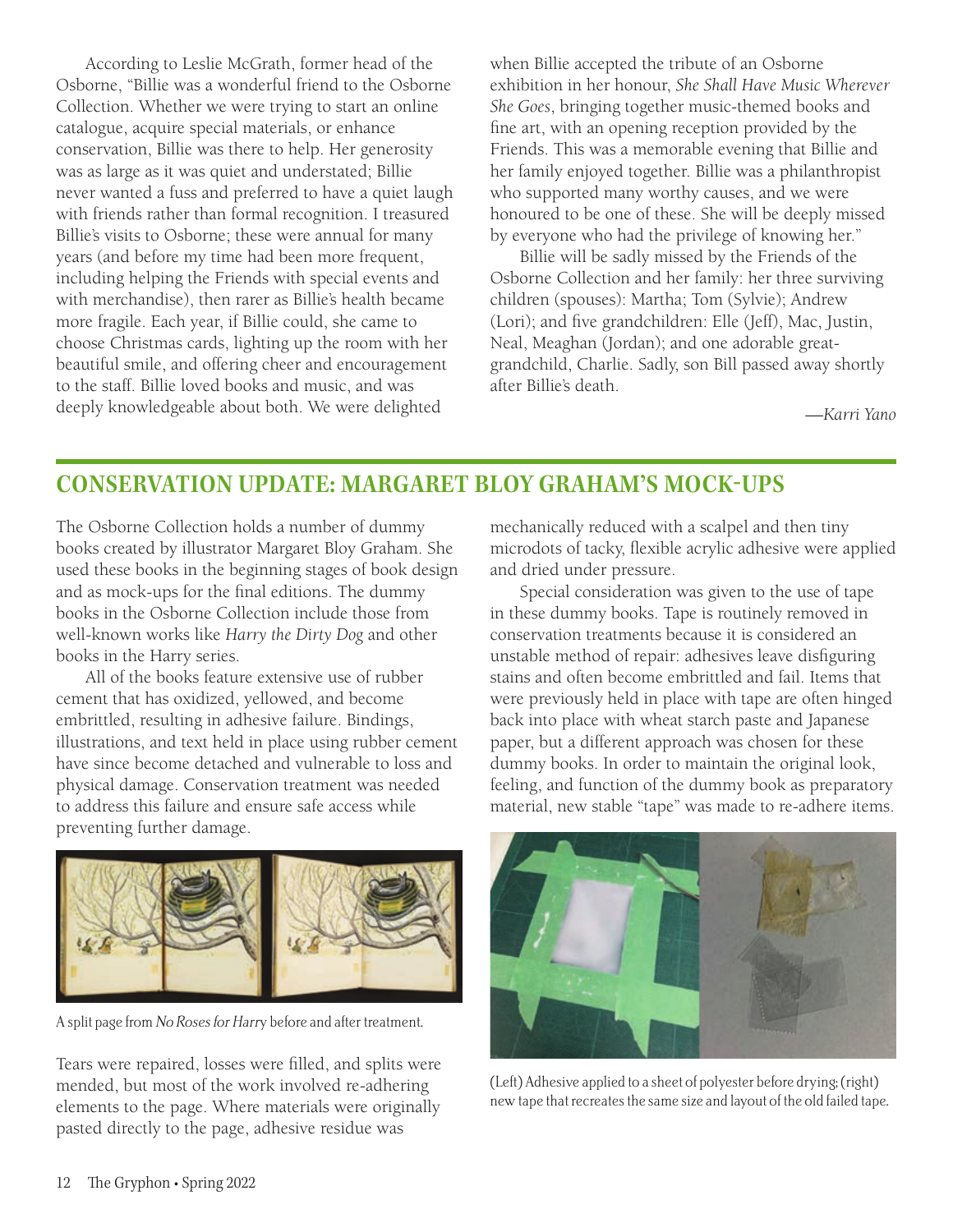According to Leslie McGrath, former head of the Osborne, "Billie was a wonderful friend to the Osborne Collection. Whether we were trying to start an online catalogue, acquire special materials, or enhance conservation, Billie was there to help. Her generosity was as large as it was quiet and understated; Billie never wanted a fuss and preferred to have a quiet laugh with friends rather than formal recognition. I treasured Billie's visits to Osborne; these were annual for many years (and before my time had been more frequent, including helping the Friends with special events and with merchandise), then rarer as Billie's health became more fragile. Each year, if Billie could, she came to choose Christmas cards, lighting up the room with her beautiful smile, and offering cheer and encouragement to the staff. Billie loved books and music, and was deeply knowledgeable about both. We were delighted when Billie accepted the tribute of an Osborne exhibition in her honour, *She Shall Have Music Wherever She Goes*, bringing together music-themed books and fine art, with an opening reception provided by the Friends. This was a memorable evening that Billie and her family enjoyed together. Billie was a philanthropist who supported many worthy causes, and we were honoured to be one of these. She will be deeply missed by everyone who had the privilege of knowing her."

Billie will be sadly missed by the Friends of the Osborne Collection and her family: her three surviving children (spouses): Martha; Tom (Sylvie); Andrew (Lori); and five grandchildren: Elle (Jeff), Mac, Justin, Neal, Meaghan (Jordan); and one adorable great-grandchild, Charlie. Sadly, son Bill passed away shortly after Billie's death.

*—Karri Yano*

## CONSERVATION UPDATE: MARGARET BLOY GRAHAM'S MOCK-UPS

The Osborne Collection holds a number of dummy books created by illustrator Margaret Bloy Graham. She used these books in the beginning stages of book design and as mock-ups for the final editions. The dummy books in the Osborne Collection include those from well-known works like *Harry the Dirty Dog* and other books in the Harry series.

All of the books feature extensive use of rubber cement that has oxidized, yellowed, and become embrittled, resulting in adhesive failure. Bindings, illustrations, and text held in place using rubber cement have since become detached and vulnerable to loss and physical damage. Conservation treatment was needed to address this failure and ensure safe access while preventing further damage.

A split page from *No Roses for Harry* before and after treatment.

Tears were repaired, losses were filled, and splits were mended, but most of the work involved re-adhering elements to the page. Where materials were originally pasted directly to the page, adhesive residue was mechanically reduced with a scalpel and then tiny microdots of tacky, flexible acrylic adhesive were applied and dried under pressure.

Special consideration was given to the use of tape in these dummy books. Tape is routinely removed in conservation treatments because it is considered an unstable method of repair: adhesives leave disfiguring stains and often become embrittled and fail. Items that were previously held in place with tape are often hinged back into place with wheat starch paste and Japanese paper, but a different approach was chosen for these dummy books. In order to maintain the original look, feeling, and function of the dummy book as preparatory material, new stable "tape" was made to re-adhere items.

(Left) Adhesive applied to a sheet of polyester before drying; (right) new tape that recreates the same size and layout of the old failed tape.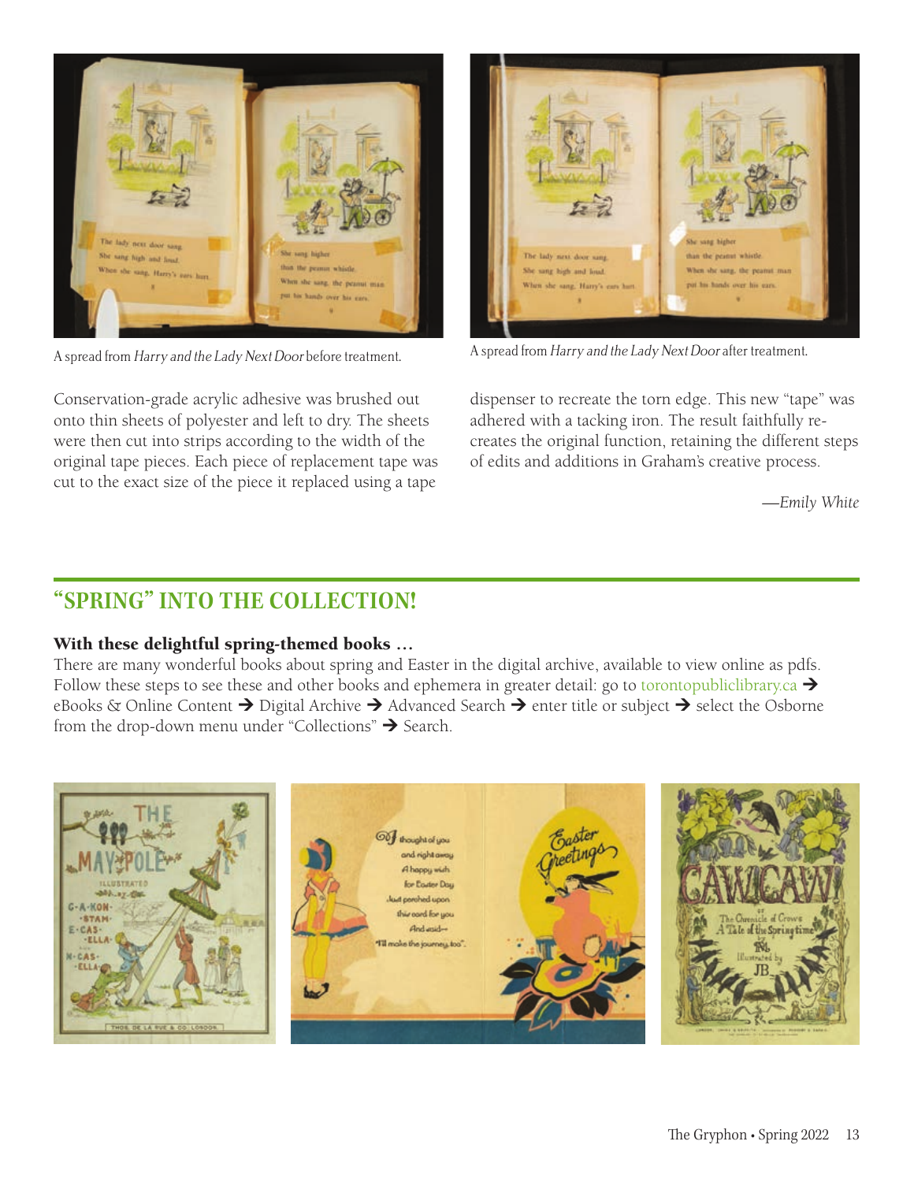A spread from *Harry and the Lady Next Door* before treatment.

A spread from *Harry and the Lady Next Door* after treatment.

Conservation-grade acrylic adhesive was brushed out onto thin sheets of polyester and left to dry. The sheets were then cut into strips according to the width of the original tape pieces. Each piece of replacement tape was cut to the exact size of the piece it replaced using a tape dispenser to recreate the torn edge. This new "tape" was adhered with a tacking iron. The result faithfully re-creates the original function, retaining the different steps of edits and additions in Graham's creative process.

*—Emily White*

## "SPRING" INTO THE COLLECTION!

### With these delightful spring-themed books …

There are many wonderful books about spring and Easter in the digital archive, available to view online as pdfs. Follow these steps to see these and other books and ephemera in greater detail: go to torontopubliclibrary.ca ➔ eBooks & Online Content ➔ Digital Archive ➔ Advanced Search ➔ enter title or subject ➔ select the Osborne from the drop-down menu under "Collections" ➔ Search.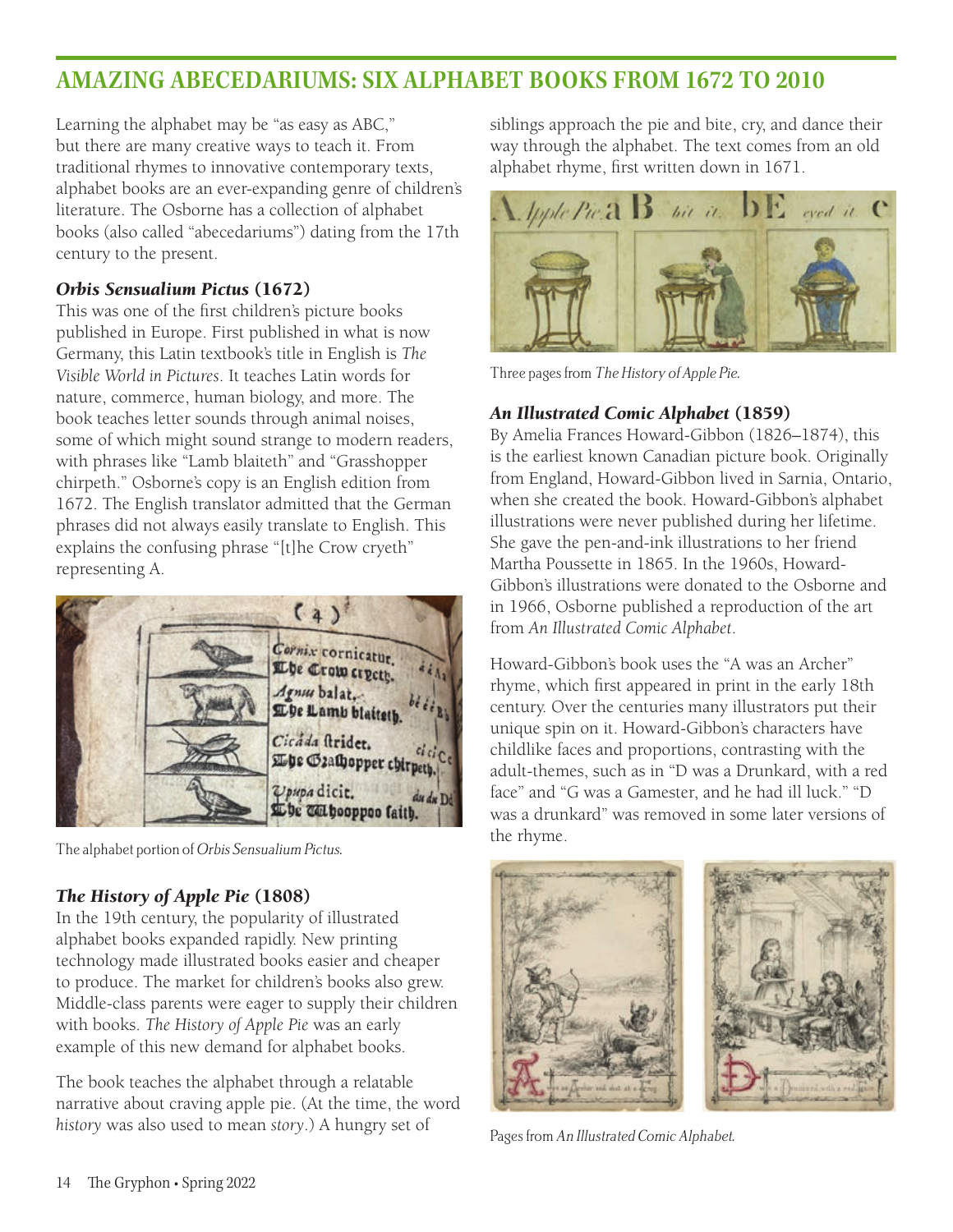# AMAZING ABECEDARIUMS: SIX ALPHABET BOOKS FROM 1672 TO 2010

Learning the alphabet may be "as easy as ABC," but there are many creative ways to teach it. From traditional rhymes to innovative contemporary texts, alphabet books are an ever-expanding genre of children's literature. The Osborne has a collection of alphabet books (also called "abecedariums") dating from the 17th century to the present.

### *Orbis Sensualium Pictus* (1672)

This was one of the first children's picture books published in Europe. First published in what is now Germany, this Latin textbook's title in English is *The Visible World in Pictures*. It teaches Latin words for nature, commerce, human biology, and more. The book teaches letter sounds through animal noises, some of which might sound strange to modern readers, with phrases like "Lamb blaiteth" and "Grasshopper chirpeth." Osborne's copy is an English edition from 1672. The English translator admitted that the German phrases did not always easily translate to English. This explains the confusing phrase "[t]he Crow cryeth" representing A.

The alphabet portion of *Orbis Sensualium Pictus*.

### *The History of Apple Pie* (1808)

In the 19th century, the popularity of illustrated alphabet books expanded rapidly. New printing technology made illustrated books easier and cheaper to produce. The market for children's books also grew. Middle-class parents were eager to supply their children with books. *The History of Apple Pie* was an early example of this new demand for alphabet books.

The book teaches the alphabet through a relatable narrative about craving apple pie. (At the time, the word *history* was also used to mean *story*.) A hungry set of siblings approach the pie and bite, cry, and dance their way through the alphabet. The text comes from an old alphabet rhyme, first written down in 1671.

Three pages from *The History of Apple Pie*.

### *An Illustrated Comic Alphabet* (1859)

By Amelia Frances Howard-Gibbon (1826–1874), this is the earliest known Canadian picture book. Originally from England, Howard-Gibbon lived in Sarnia, Ontario, when she created the book. Howard-Gibbon's alphabet illustrations were never published during her lifetime. She gave the pen-and-ink illustrations to her friend Martha Poussette in 1865. In the 1960s, Howard-Gibbon's illustrations were donated to the Osborne and in 1966, Osborne published a reproduction of the art from *An Illustrated Comic Alphabet*.

Howard-Gibbon's book uses the "A was an Archer" rhyme, which first appeared in print in the early 18th century. Over the centuries many illustrators put their unique spin on it. Howard-Gibbon's characters have childlike faces and proportions, contrasting with the adult-themes, such as in "D was a Drunkard, with a red face" and "G was a Gamester, and he had ill luck." "D was a drunkard" was removed in some later versions of the rhyme.

Pages from *An Illustrated Comic Alphabet*.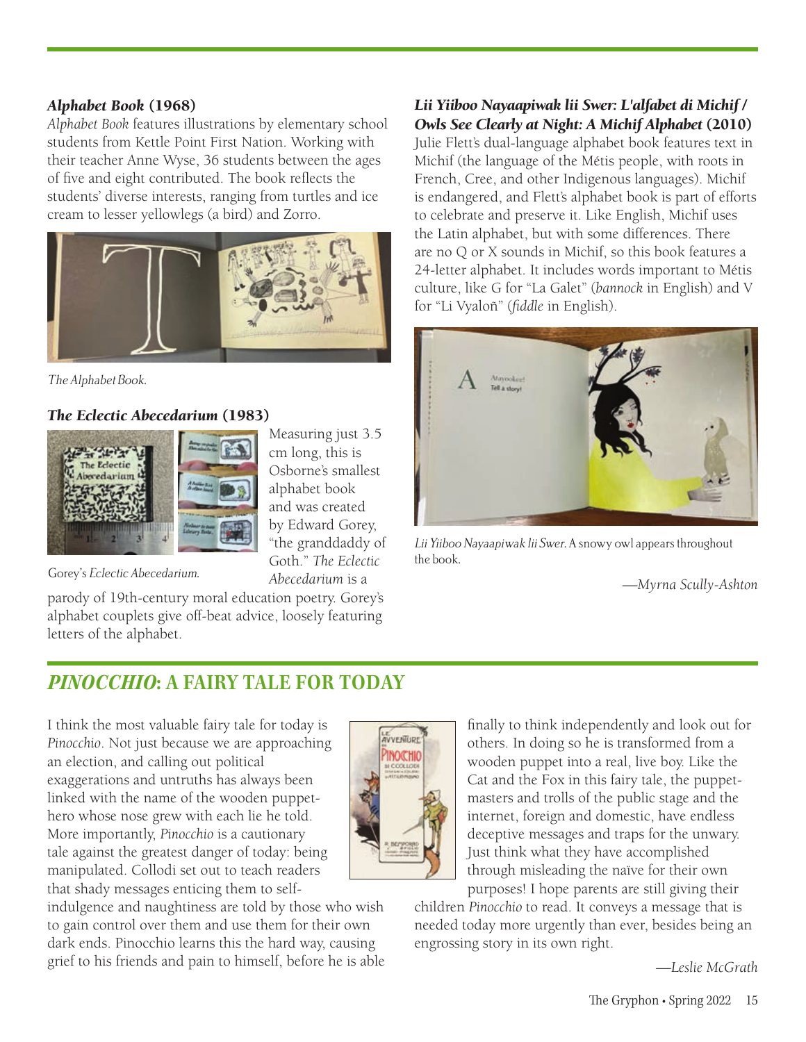### *Alphabet Book* (1968)

*Alphabet Book* features illustrations by elementary school students from Kettle Point First Nation. Working with their teacher Anne Wyse, 36 students between the ages of five and eight contributed. The book reflects the students' diverse interests, ranging from turtles and ice cream to lesser yellowlegs (a bird) and Zorro.

*The Alphabet Book.*

### *The Eclectic Abecedarium* (1983)

Measuring just 3.5 cm long, this is Osborne's smallest alphabet book and was created by Edward Gorey, "the granddaddy of Goth." *The Eclectic Abecedarium* is a parody of 19th-century moral education poetry. Gorey's alphabet couplets give off-beat advice, loosely featuring letters of the alphabet.

Gorey's *Eclectic Abecedarium*.

### *Lii Yiiboo Nayaapiwak lii Swer: L'alfabet di Michif / Owls See Clearly at Night: A Michif Alphabet* (2010)

Julie Flett's dual-language alphabet book features text in Michif (the language of the Métis people, with roots in French, Cree, and other Indigenous languages). Michif is endangered, and Flett's alphabet book is part of efforts to celebrate and preserve it. Like English, Michif uses the Latin alphabet, but with some differences. There are no Q or X sounds in Michif, so this book features a 24-letter alphabet. It includes words important to Métis culture, like G for "La Galet" (*bannock* in English) and V for "Li Vyaloñ" (*fiddle* in English).

*Lii Yiiboo Nayaapiwak lii Swer*. A snowy owl appears throughout the book.

*—Myrna Scully-Ashton*

## *PINOCCHIO*: A FAIRY TALE FOR TODAY

I think the most valuable fairy tale for today is *Pinocchio*. Not just because we are approaching an election, and calling out political exaggerations and untruths has always been linked with the name of the wooden puppet-hero whose nose grew with each lie he told. More importantly, *Pinocchio* is a cautionary tale against the greatest danger of today: being manipulated. Collodi set out to teach readers that shady messages enticing them to self-indulgence and naughtiness are told by those who wish to gain control over them and use them for their own dark ends. Pinocchio learns this the hard way, causing grief to his friends and pain to himself, before he is able finally to think independently and look out for others. In doing so he is transformed from a wooden puppet into a real, live boy. Like the Cat and the Fox in this fairy tale, the puppet-masters and trolls of the public stage and the internet, foreign and domestic, have endless deceptive messages and traps for the unwary. Just think what they have accomplished through misleading the naïve for their own purposes! I hope parents are still giving their children *Pinocchio* to read. It conveys a message that is needed today more urgently than ever, besides being an engrossing story in its own right.

*—Leslie McGrath*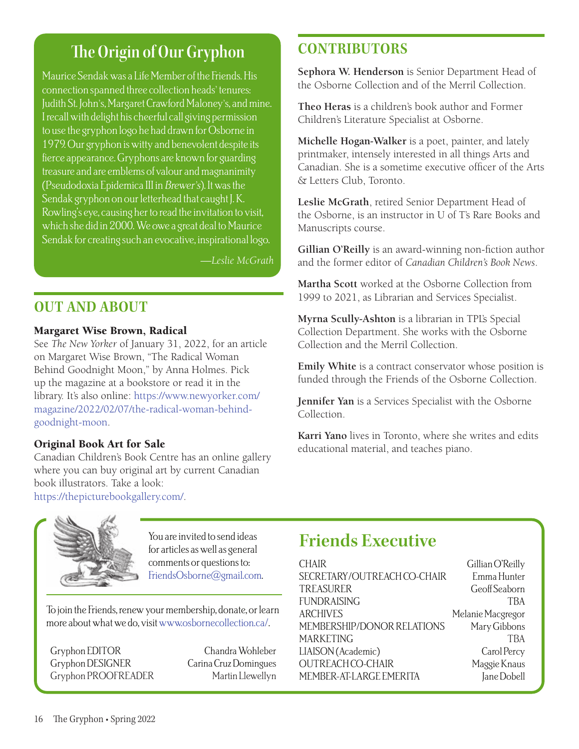## The Origin of Our Gryphon

Maurice Sendak was a Life Member of the Friends. His connection spanned three collection heads' tenures: Judith St. John's, Margaret Crawford Maloney's, and mine. I recall with delight his cheerful call giving permission to use the gryphon logo he had drawn for Osborne in 1979. Our gryphon is witty and benevolent despite its fierce appearance. Gryphons are known for guarding treasure and are emblems of valour and magnanimity (Pseudodoxia Epidemica III in *Brewer's*). It was the Sendak gryphon on our letterhead that caught J. K. Rowling's eye, causing her to read the invitation to visit, which she did in 2000. We owe a great deal to Maurice Sendak for creating such an evocative, inspirational logo.

*—Leslie McGrath*

## OUT AND ABOUT

### Margaret Wise Brown, Radical

See *The New Yorker* of January 31, 2022, for an article on Margaret Wise Brown, "The Radical Woman Behind Goodnight Moon," by Anna Holmes. Pick up the magazine at a bookstore or read it in the library. It's also online: https://www.newyorker.com/magazine/2022/02/07/the-radical-woman-behind-goodnight-moon.

### Original Book Art for Sale

Canadian Children's Book Centre has an online gallery where you can buy original art by current Canadian book illustrators. Take a look: https://thepicturebookgallery.com/.

## CONTRIBUTORS

**Sephora W. Henderson** is Senior Department Head of the Osborne Collection and of the Merril Collection.

**Theo Heras** is a children's book author and Former Children's Literature Specialist at Osborne.

**Michelle Hogan-Walker** is a poet, painter, and lately printmaker, intensely interested in all things Arts and Canadian. She is a sometime executive officer of the Arts & Letters Club, Toronto.

**Leslie McGrath**, retired Senior Department Head of the Osborne, is an instructor in U of T's Rare Books and Manuscripts course.

**Gillian O'Reilly** is an award-winning non-fiction author and the former editor of *Canadian Children's Book News*.

**Martha Scott** worked at the Osborne Collection from 1999 to 2021, as Librarian and Services Specialist.

**Myrna Scully-Ashton** is a librarian in TPL's Special Collection Department. She works with the Osborne Collection and the Merril Collection.

**Emily White** is a contract conservator whose position is funded through the Friends of the Osborne Collection.

**Jennifer Yan** is a Services Specialist with the Osborne Collection.

**Karri Yano** lives in Toronto, where she writes and edits educational material, and teaches piano.

You are invited to send ideas for articles as well as general comments or questions to: FriendsOsborne@gmail.com.

To join the Friends, renew your membership, donate, or learn more about what we do, visit www.osbornecollection.ca/.

| | |
|---|---|
| Gryphon EDITOR | Chandra Wohleber |
| Gryphon DESIGNER | Carina Cruz Domingues |
| Gryphon PROOFREADER | Martin Llewellyn |

## Friends Executive

| | |
|---|---|
| CHAIR | Gillian O'Reilly |
| SECRETARY/OUTREACH CO-CHAIR | Emma Hunter |
| TREASURER | Geoff Seaborn |
| FUNDRAISING | TBA |
| ARCHIVES | Melanie Macgregor |
| MEMBERSHIP/DONOR RELATIONS | Mary Gibbons |
| MARKETING | TBA |
| LIAISON (Academic) | Carol Percy |
| OUTREACH CO-CHAIR | Maggie Knaus |
| MEMBER-AT-LARGE EMERITA | Jane Dobell |